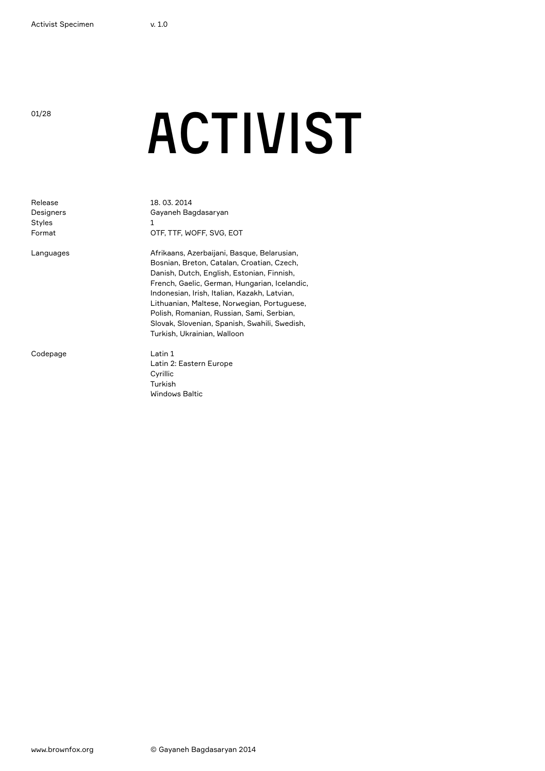# ACTIVIST

| | |
|---|---|
| Release | 18. 03. 2014 |
| Designers | Gayaneh Bagdasaryan |
| Styles | 1 |
| Format | OTF, TTF, WOFF, SVG, EOT |
| Languages | Afrikaans, Azerbaijani, Basque, Belarusian, Bosnian, Breton, Catalan, Croatian, Czech, Danish, Dutch, English, Estonian, Finnish, French, Gaelic, German, Hungarian, Icelandic, Indonesian, Irish, Italian, Kazakh, Latvian, Lithuanian, Maltese, Norwegian, Portuguese, Polish, Romanian, Russian, Sami, Serbian, Slovak, Slovenian, Spanish, Swahili, Swedish, Turkish, Ukrainian, Walloon |
| Codepage | Latin 1<br>Latin 2: Eastern Europe<br>Cyrillic<br>Turkish<br>Windows Baltic |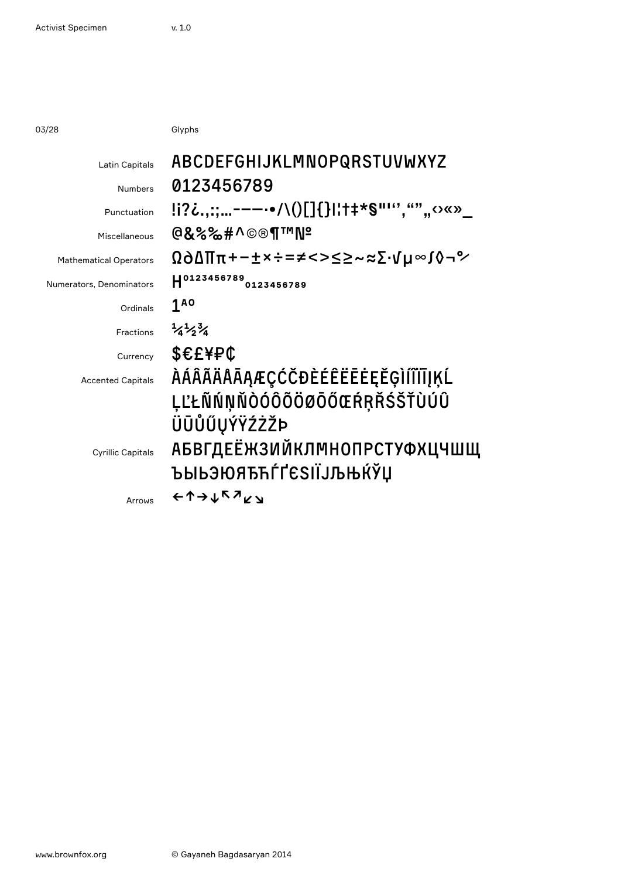03/28

## Glyphs

| | |
|---|---|
| Latin Capitals | ABCDEFGHIJKLMNOPQRSTUVWXYZ |
| Numbers | 0123456789 |
| Punctuation | !¡?¿.,:;…-–—·•/\()[]{}|¦†‡*§"'‘’‚“”„‹›«»_ |
| Miscellaneous | @&%‰#^©®¶™№º |
| Mathematical Operators | Ω∂∆∏π+−±×÷=≠<>≤≥~≈∑·√µ∞∫◊¬℅ |
| Numerators, Denominators | H⁰¹²³⁴⁵⁶⁷⁸⁹₀₁₂₃₄₅₆₇₈₉ |
| Ordinals | 1ªº |
| Fractions | ¼½¾ |
| Currency | $€£¥₽₵ |
| Accented Capitals | ÀÁÂÃÄÅĀĄÆÇĆČĐÈÉÊËĒĖĘĚĢÌÍÎÏĪĮĶĹĻĽŁÑŃŅŇÒÓÔÕÖØŌŐŒŔŖŘŚŠŤÙÚÛÜŪŮŰŲÝŸŹŻŽÞ |
| Cyrillic Capitals | АБВГДЕЁЖЗИЙКЛМНОПРСТУФХЦЧШЩЪЫЬЭЮЯЂЋЃҐЄЅІЇЈЉЊЌЎЏ |
| Arrows | ←↑→↓↖↗↙↘ |

www.brownfox.org

© Gayaneh Bagdasaryan 2014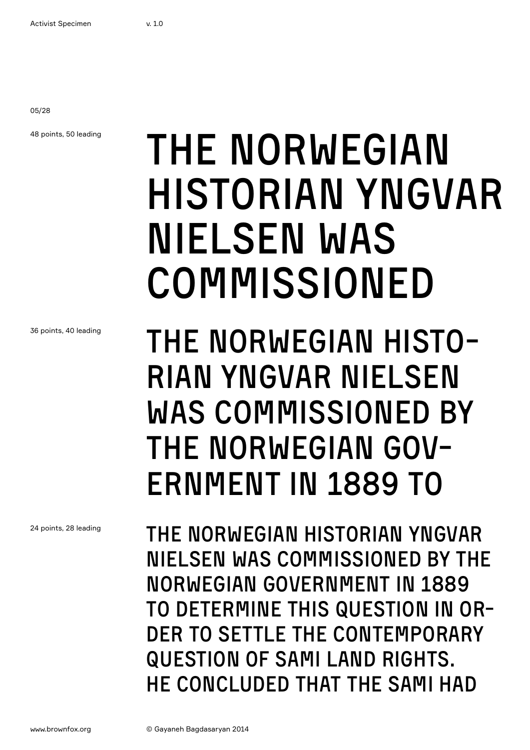05/28

48 points, 50 leading

THE NORWEGIAN HISTORIAN YNGVAR NIELSEN WAS COMMISSIONED

36 points, 40 leading

THE NORWEGIAN HISTO-RIAN YNGVAR NIELSEN WAS COMMISSIONED BY THE NORWEGIAN GOV-ERNMENT IN 1889 TO

24 points, 28 leading

THE NORWEGIAN HISTORIAN YNGVAR NIELSEN WAS COMMISSIONED BY THE NORWEGIAN GOVERNMENT IN 1889 TO DETERMINE THIS QUESTION IN OR-DER TO SETTLE THE CONTEMPORARY QUESTION OF SAMI LAND RIGHTS. HE CONCLUDED THAT THE SAMI HAD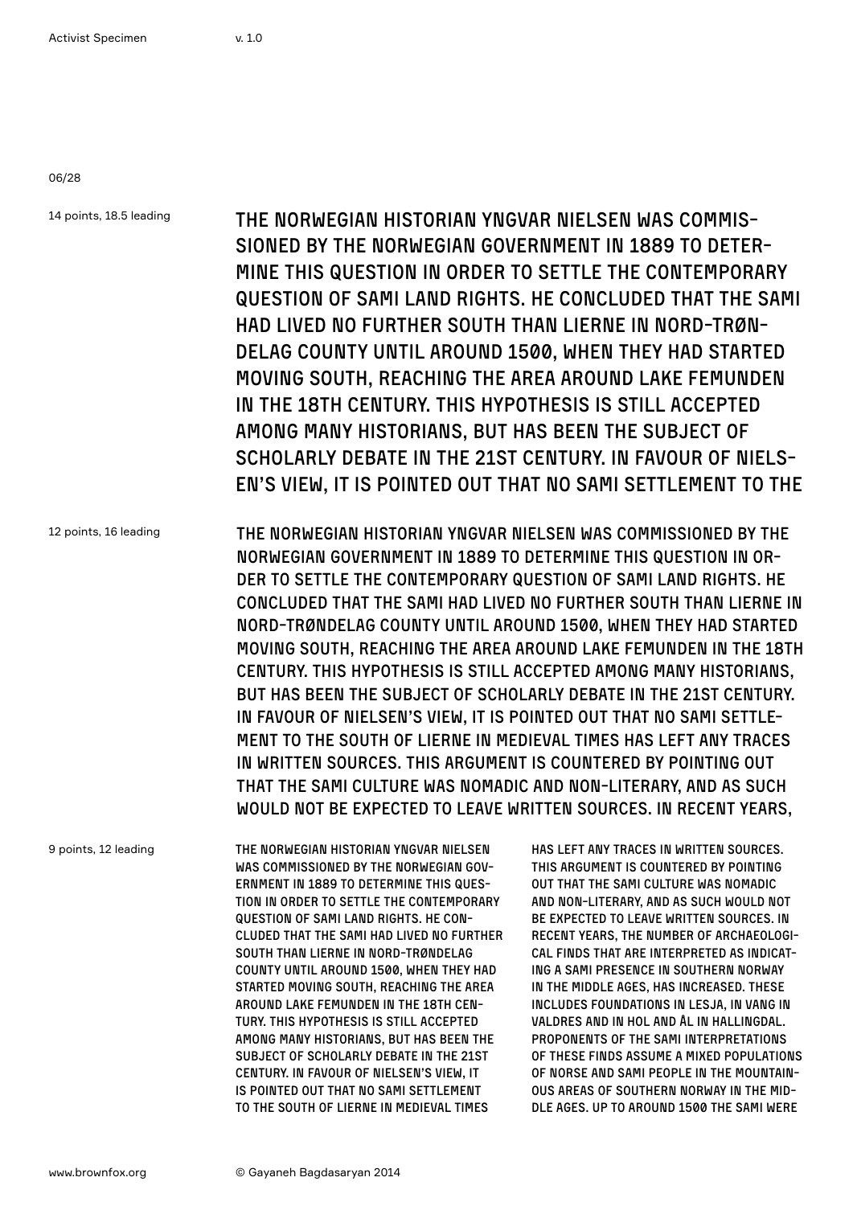06/28

14 points, 18.5 leading

THE NORWEGIAN HISTORIAN YNGVAR NIELSEN WAS COMMISSIONED BY THE NORWEGIAN GOVERNMENT IN 1889 TO DETERMINE THIS QUESTION IN ORDER TO SETTLE THE CONTEMPORARY QUESTION OF SAMI LAND RIGHTS. HE CONCLUDED THAT THE SAMI HAD LIVED NO FURTHER SOUTH THAN LIERNE IN NORD-TRØNDELAG COUNTY UNTIL AROUND 1500, WHEN THEY HAD STARTED MOVING SOUTH, REACHING THE AREA AROUND LAKE FEMUNDEN IN THE 18TH CENTURY. THIS HYPOTHESIS IS STILL ACCEPTED AMONG MANY HISTORIANS, BUT HAS BEEN THE SUBJECT OF SCHOLARLY DEBATE IN THE 21ST CENTURY. IN FAVOUR OF NIELSEN'S VIEW, IT IS POINTED OUT THAT NO SAMI SETTLEMENT TO THE

12 points, 16 leading

THE NORWEGIAN HISTORIAN YNGVAR NIELSEN WAS COMMISSIONED BY THE NORWEGIAN GOVERNMENT IN 1889 TO DETERMINE THIS QUESTION IN ORDER TO SETTLE THE CONTEMPORARY QUESTION OF SAMI LAND RIGHTS. HE CONCLUDED THAT THE SAMI HAD LIVED NO FURTHER SOUTH THAN LIERNE IN NORD-TRØNDELAG COUNTY UNTIL AROUND 1500, WHEN THEY HAD STARTED MOVING SOUTH, REACHING THE AREA AROUND LAKE FEMUNDEN IN THE 18TH CENTURY. THIS HYPOTHESIS IS STILL ACCEPTED AMONG MANY HISTORIANS, BUT HAS BEEN THE SUBJECT OF SCHOLARLY DEBATE IN THE 21ST CENTURY. IN FAVOUR OF NIELSEN'S VIEW, IT IS POINTED OUT THAT NO SAMI SETTLEMENT TO THE SOUTH OF LIERNE IN MEDIEVAL TIMES HAS LEFT ANY TRACES IN WRITTEN SOURCES. THIS ARGUMENT IS COUNTERED BY POINTING OUT THAT THE SAMI CULTURE WAS NOMADIC AND NON-LITERARY, AND AS SUCH WOULD NOT BE EXPECTED TO LEAVE WRITTEN SOURCES. IN RECENT YEARS,

9 points, 12 leading

THE NORWEGIAN HISTORIAN YNGVAR NIELSEN WAS COMMISSIONED BY THE NORWEGIAN GOVERNMENT IN 1889 TO DETERMINE THIS QUESTION IN ORDER TO SETTLE THE CONTEMPORARY QUESTION OF SAMI LAND RIGHTS. HE CONCLUDED THAT THE SAMI HAD LIVED NO FURTHER SOUTH THAN LIERNE IN NORD-TRØNDELAG COUNTY UNTIL AROUND 1500, WHEN THEY HAD STARTED MOVING SOUTH, REACHING THE AREA AROUND LAKE FEMUNDEN IN THE 18TH CENTURY. THIS HYPOTHESIS IS STILL ACCEPTED AMONG MANY HISTORIANS, BUT HAS BEEN THE SUBJECT OF SCHOLARLY DEBATE IN THE 21ST CENTURY. IN FAVOUR OF NIELSEN'S VIEW, IT IS POINTED OUT THAT NO SAMI SETTLEMENT TO THE SOUTH OF LIERNE IN MEDIEVAL TIMES HAS LEFT ANY TRACES IN WRITTEN SOURCES. THIS ARGUMENT IS COUNTERED BY POINTING OUT THAT THE SAMI CULTURE WAS NOMADIC AND NON-LITERARY, AND AS SUCH WOULD NOT BE EXPECTED TO LEAVE WRITTEN SOURCES. IN RECENT YEARS, THE NUMBER OF ARCHAEOLOGICAL FINDS THAT ARE INTERPRETED AS INDICATING A SAMI PRESENCE IN SOUTHERN NORWAY IN THE MIDDLE AGES, HAS INCREASED. THESE INCLUDES FOUNDATIONS IN LESJA, IN VANG IN VALDRES AND IN HOL AND ÅL IN HALLINGDAL. PROPONENTS OF THE SAMI INTERPRETATIONS OF THESE FINDS ASSUME A MIXED POPULATIONS OF NORSE AND SAMI PEOPLE IN THE MOUNTAINOUS AREAS OF SOUTHERN NORWAY IN THE MIDDLE AGES. UP TO AROUND 1500 THE SAMI WERE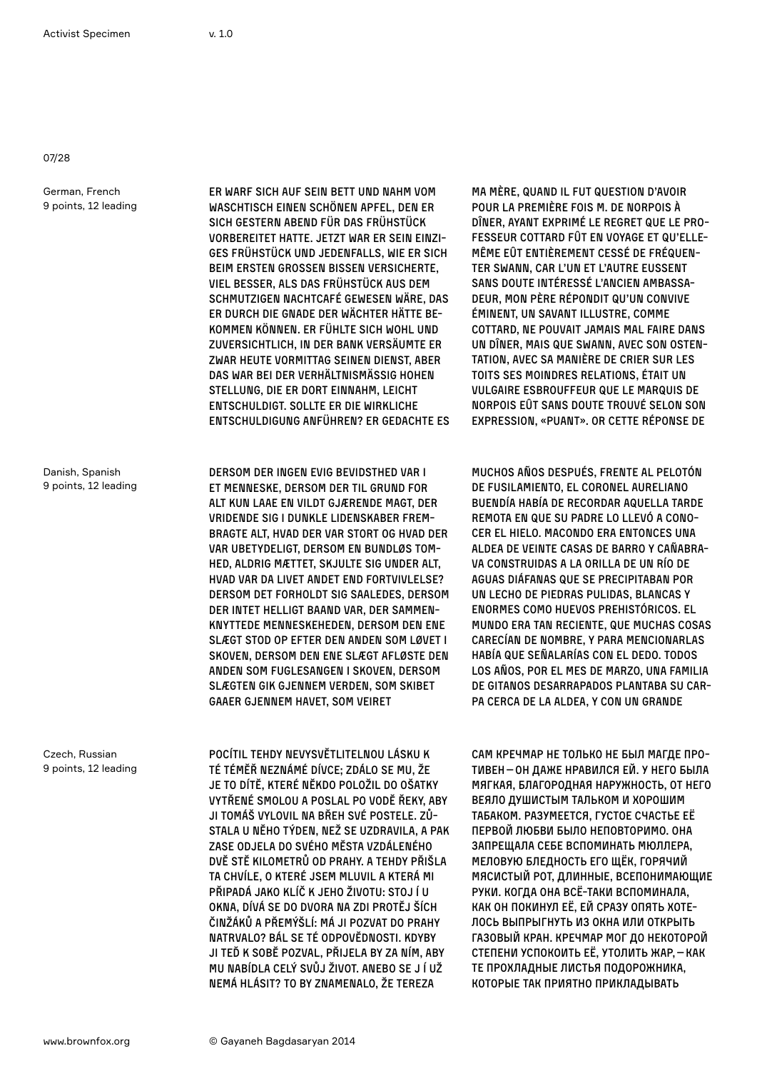07/28

German, French
9 points, 12 leading

ER WARF SICH AUF SEIN BETT UND NAHM VOM WASCHTISCH EINEN SCHÖNEN APFEL, DEN ER SICH GESTERN ABEND FÜR DAS FRÜHSTÜCK VORBEREITET HATTE. JETZT WAR ER SEIN EINZIGES FRÜHSTÜCK UND JEDENFALLS, WIE ER SICH BEIM ERSTEN GROSSEN BISSEN VERSICHERTE, VIEL BESSER, ALS DAS FRÜHSTÜCK AUS DEM SCHMUTZIGEN NACHTCAFÉ GEWESEN WÄRE, DAS ER DURCH DIE GNADE DER WÄCHTER HÄTTE BEKOMMEN KÖNNEN. ER FÜHLTE SICH WOHL UND ZUVERSICHTLICH, IN DER BANK VERSÄUMTE ER ZWAR HEUTE VORMITTAG SEINEN DIENST, ABER DAS WAR BEI DER VERHÄLTNISMÄSSIG HOHEN STELLUNG, DIE ER DORT EINNAHM, LEICHT ENTSCHULDIGT. SOLLTE ER DIE WIRKLICHE ENTSCHULDIGUNG ANFÜHREN? ER GEDACHTE ES

MA MÈRE, QUAND IL FUT QUESTION D'AVOIR POUR LA PREMIÈRE FOIS M. DE NORPOIS À DÎNER, AYANT EXPRIMÉ LE REGRET QUE LE PROFESSEUR COTTARD FÛT EN VOYAGE ET QU'ELLE-MÊME EÛT ENTIÈREMENT CESSÉ DE FRÉQUENTER SWANN, CAR L'UN ET L'AUTRE EUSSENT SANS DOUTE INTÉRESSÉ L'ANCIEN AMBASSADEUR, MON PÈRE RÉPONDIT QU'UN CONVIVE ÉMINENT, UN SAVANT ILLUSTRE, COMME COTTARD, NE POUVAIT JAMAIS MAL FAIRE DANS UN DÎNER, MAIS QUE SWANN, AVEC SON OSTENTATION, AVEC SA MANIÈRE DE CRIER SUR LES TOITS SES MOINDRES RELATIONS, ÉTAIT UN VULGAIRE ESBROUFFEUR QUE LE MARQUIS DE NORPOIS EÛT SANS DOUTE TROUVÉ SELON SON EXPRESSION, «PUANT». OR CETTE RÉPONSE DE

Danish, Spanish
9 points, 12 leading

DERSOM DER INGEN EVIG BEVIDSTHED VAR I ET MENNESKE, DERSOM DER TIL GRUND FOR ALT KUN LAAE EN VILDT GJÆRENDE MAGT, DER VRIDENDE SIG I DUNKLE LIDENSKABER FREMBRAGTE ALT, HVAD DER VAR STORT OG HVAD DER VAR UBETYDELIGT, DERSOM EN BUNDLØS TOMHED, ALDRIG MÆTTET, SKJULTE SIG UNDER ALT, HVAD VAR DA LIVET ANDET END FORTVIVLELSE? DERSOM DET FORHOLDT SIG SAALEDES, DERSOM DER INTET HELLIGT BAAND VAR, DER SAMMENKNYTTEDE MENNESKEHEDEN, DERSOM DEN ENE SLÆGT STOD OP EFTER DEN ANDEN SOM LØVET I SKOVEN, DERSOM DEN ENE SLÆGT AFLØSTE DEN ANDEN SOM FUGLESANGEN I SKOVEN, DERSOM SLÆGTEN GIK GJENNEM VERDEN, SOM SKIBET GAAER GJENNEM HAVET, SOM VEIRET

MUCHOS AÑOS DESPUÉS, FRENTE AL PELOTÓN DE FUSILAMIENTO, EL CORONEL AURELIANO BUENDÍA HABÍA DE RECORDAR AQUELLA TARDE REMOTA EN QUE SU PADRE LO LLEVÓ A CONOCER EL HIELO. MACONDO ERA ENTONCES UNA ALDEA DE VEINTE CASAS DE BARRO Y CAÑABRAVA CONSTRUIDAS A LA ORILLA DE UN RÍO DE AGUAS DIÁFANAS QUE SE PRECIPITABAN POR UN LECHO DE PIEDRAS PULIDAS, BLANCAS Y ENORMES COMO HUEVOS PREHISTÓRICOS. EL MUNDO ERA TAN RECIENTE, QUE MUCHAS COSAS CARECÍAN DE NOMBRE, Y PARA MENCIONARLAS HABÍA QUE SEÑALARÍAS CON EL DEDO. TODOS LOS AÑOS, POR EL MES DE MARZO, UNA FAMILIA DE GITANOS DESARRAPADOS PLANTABA SU CARPA CERCA DE LA ALDEA, Y CON UN GRANDE

Czech, Russian
9 points, 12 leading

POCÍTIL TEHDY NEVYSVĚTLITELNOU LÁSKU K TÉ TÉMĚŘ NEZNÁMÉ DÍVCE; ZDÁLO SE MU, ŽE JE TO DÍTĚ, KTERÉ NĚKDO POLOŽIL DO OŠATKY VYTŘENÉ SMOLOU A POSLAL PO VODĚ ŘEKY, ABY JI TOMÁŠ VYLOVIL NA BŘEH SVÉ POSTELE. ZŮSTALA U NĚHO TÝDEN, NEŽ SE UZDRAVILA, A PAK ZASE ODJELA DO SVÉHO MĚSTA VZDÁLENÉHO DVĚ STĚ KILOMETRŮ OD PRAHY. A TEHDY PŘIŠLA TA CHVÍLE, O KTERÉ JSEM MLUVIL A KTERÁ MI PŘIPADÁ JAKO KLÍČ K JEHO ŽIVOTU: STOJ Í U OKNA, DÍVÁ SE DO DVORA NA ZDI PROTĚJ ŠÍCH ČINŽÁKŮ A PŘEMÝŠLÍ: MÁ JI POZVAT DO PRAHY NATRVALO? BÁL SE TÉ ODPOVĚDNOSTI. KDYBY JI TEĎ K SOBĚ POZVAL, PŘIJELA BY ZA NÍM, ABY MU NABÍDLA CELÝ SVŮJ ŽIVOT. ANEBO SE J Í UŽ NEMÁ HLÁSIT? TO BY ZNAMENALO, ŽE TEREZA

САМ КРЕЧМАР НЕ ТОЛЬКО НЕ БЫЛ МАГДЕ ПРОТИВЕН — ОН ДАЖЕ НРАВИЛСЯ ЕЙ. У НЕГО БЫЛА МЯГКАЯ, БЛАГОРОДНАЯ НАРУЖНОСТЬ, ОТ НЕГО ВЕЯЛО ДУШИСТЫМ ТАЛЬКОМ И ХОРОШИМ ТАБАКОМ. РАЗУМЕЕТСЯ, ГУСТОЕ СЧАСТЬЕ ЕЁ ПЕРВОЙ ЛЮБВИ БЫЛО НЕПОВТОРИМО. ОНА ЗАПРЕЩАЛА СЕБЕ ВСПОМИНАТЬ МЮЛЛЕРА, МЕЛОВУЮ БЛЕДНОСТЬ ЕГО ЩЁК, ГОРЯЧИЙ МЯСИСТЫЙ РОТ, ДЛИННЫЕ, ВСЕПОНИМАЮЩИЕ РУКИ. КОГДА ОНА ВСЁ-ТАКИ ВСПОМИНАЛА, КАК ОН ПОКИНУЛ ЕЁ, ЕЙ СРАЗУ ОПЯТЬ ХОТЕЛОСЬ ВЫПРЫГНУТЬ ИЗ ОКНА ИЛИ ОТКРЫТЬ ГАЗОВЫЙ КРАН. КРЕЧМАР МОГ ДО НЕКОТОРОЙ СТЕПЕНИ УСПОКОИТЬ ЕЁ, УТОЛИТЬ ЖАР, — КАК ТЕ ПРОХЛАДНЫЕ ЛИСТЬЯ ПОДОРОЖНИКА, КОТОРЫЕ ТАК ПРИЯТНО ПРИКЛАДЫВАТЬ